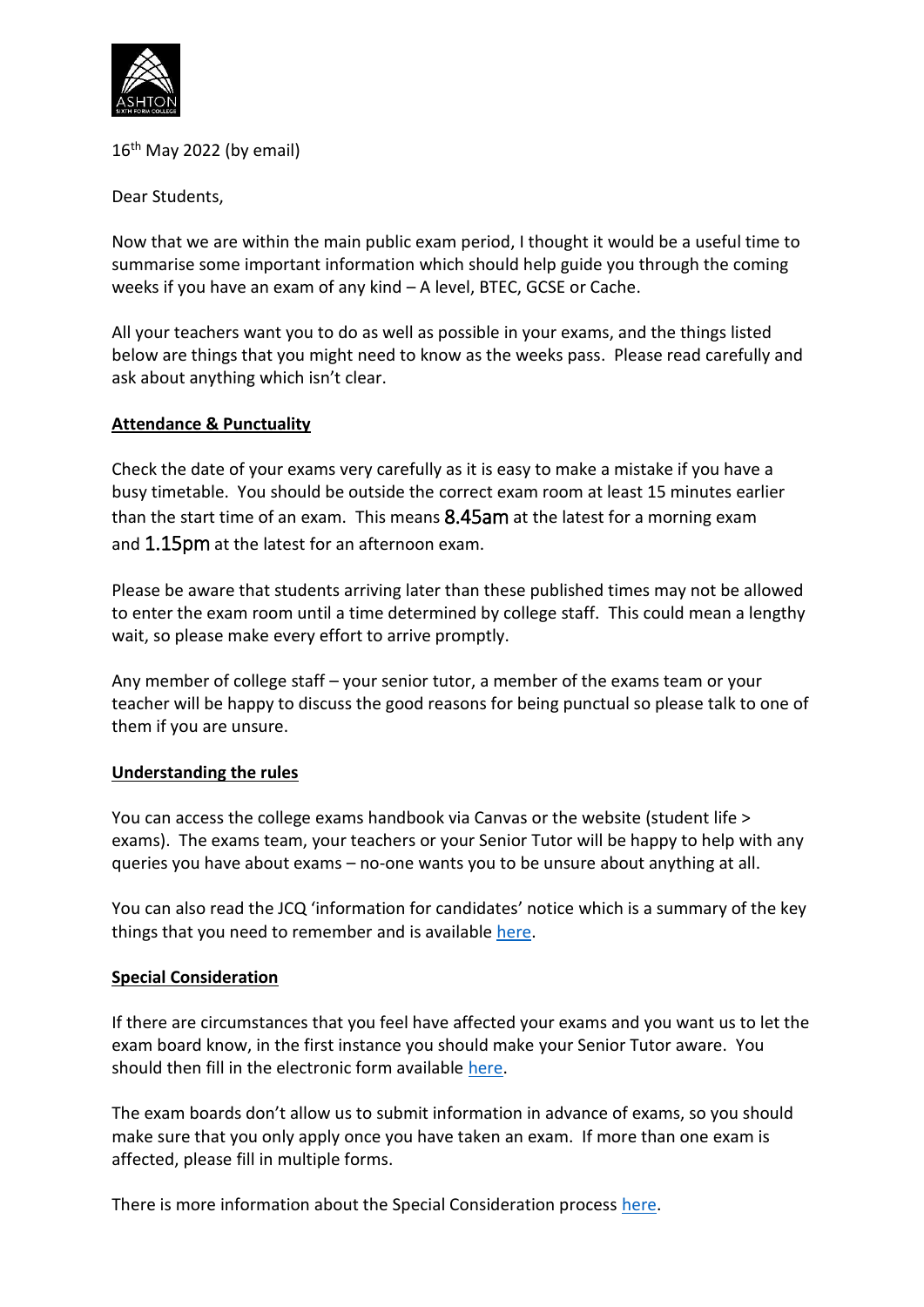16th May 2022 (by email)

Dear Students,

Now that we are within the main public exam period, I thought it would be a useful time to summarise some important information which should help guide you through the coming weeks if you have an exam of any kind – A level, BTEC, GCSE or Cache.

All your teachers want you to do as well as possible in your exams, and the things listed below are things that you might need to know as the weeks pass. Please read carefully and ask about anything which isn't clear.

**Attendance & Punctuality**

Check the date of your exams very carefully as it is easy to make a mistake if you have a busy timetable. You should be outside the correct exam room at least 15 minutes earlier than the start time of an exam. This means 8.45am at the latest for a morning exam and 1.15pm at the latest for an afternoon exam.

Please be aware that students arriving later than these published times may not be allowed to enter the exam room until a time determined by college staff. This could mean a lengthy wait, so please make every effort to arrive promptly.

Any member of college staff – your senior tutor, a member of the exams team or your teacher will be happy to discuss the good reasons for being punctual so please talk to one of them if you are unsure.

**Understanding the rules**

You can access the college exams handbook via Canvas or the website (student life > exams). The exams team, your teachers or your Senior Tutor will be happy to help with any queries you have about exams – no-one wants you to be unsure about anything at all.

You can also read the JCQ 'information for candidates' notice which is a summary of the key things that you need to remember and is available here.

**Special Consideration**

If there are circumstances that you feel have affected your exams and you want us to let the exam board know, in the first instance you should make your Senior Tutor aware. You should then fill in the electronic form available here.

The exam boards don't allow us to submit information in advance of exams, so you should make sure that you only apply once you have taken an exam. If more than one exam is affected, please fill in multiple forms.

There is more information about the Special Consideration process here.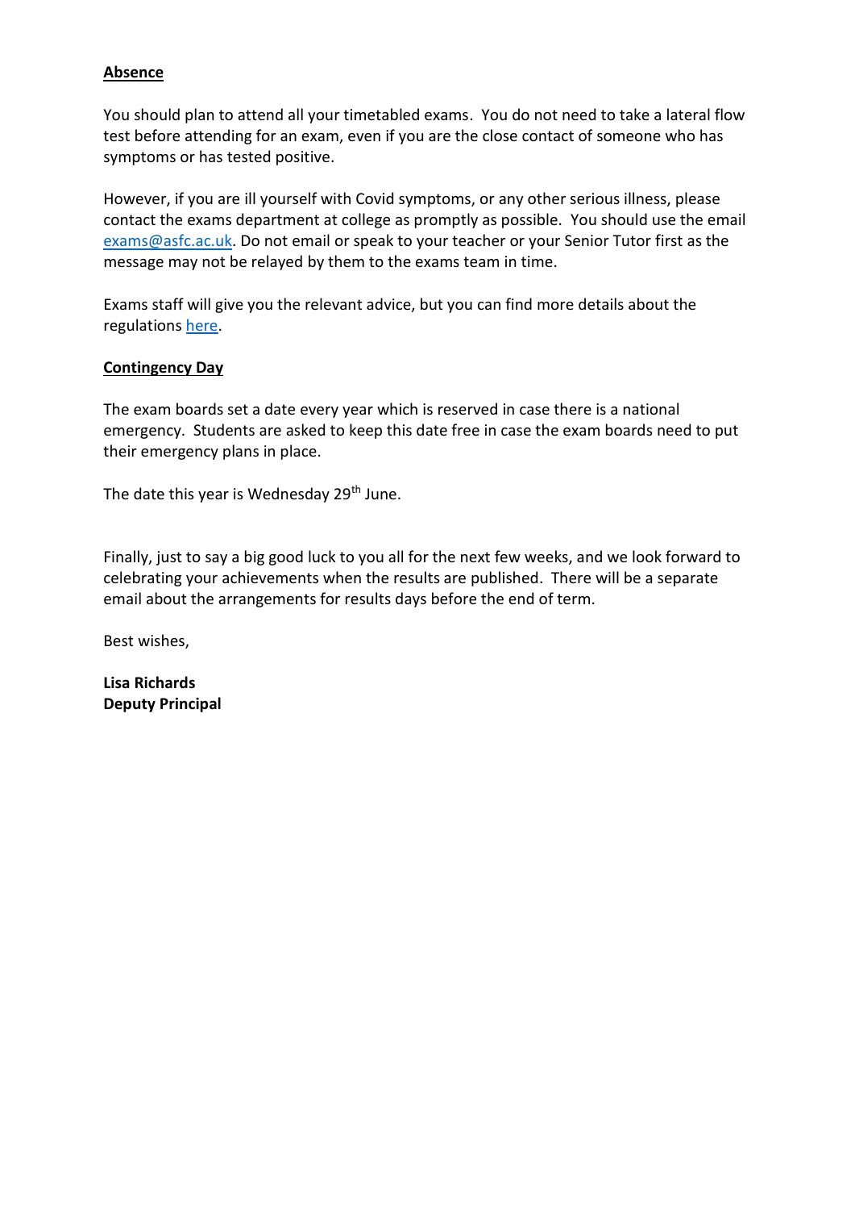**Absence**

You should plan to attend all your timetabled exams. You do not need to take a lateral flow test before attending for an exam, even if you are the close contact of someone who has symptoms or has tested positive.

However, if you are ill yourself with Covid symptoms, or any other serious illness, please contact the exams department at college as promptly as possible. You should use the email exams@asfc.ac.uk. Do not email or speak to your teacher or your Senior Tutor first as the message may not be relayed by them to the exams team in time.

Exams staff will give you the relevant advice, but you can find more details about the regulations here.

**Contingency Day**

The exam boards set a date every year which is reserved in case there is a national emergency. Students are asked to keep this date free in case the exam boards need to put their emergency plans in place.

The date this year is Wednesday 29th June.

Finally, just to say a big good luck to you all for the next few weeks, and we look forward to celebrating your achievements when the results are published. There will be a separate email about the arrangements for results days before the end of term.

Best wishes,

**Lisa Richards**
**Deputy Principal**